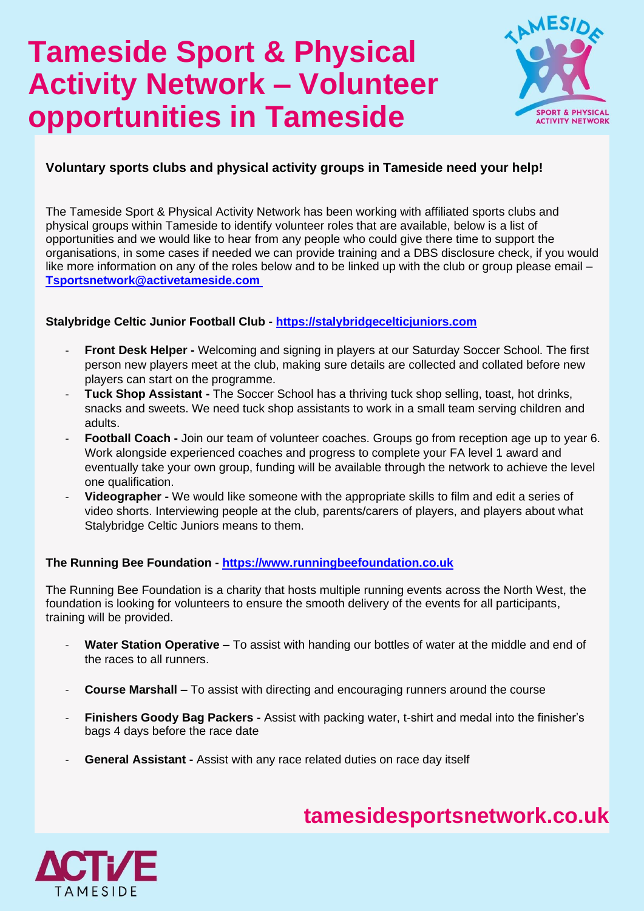# Tameside Sport & Physical Activity Network – Volunteer opportunities in Tameside

**Voluntary sports clubs and physical activity groups in Tameside need your help!**

The Tameside Sport & Physical Activity Network has been working with affiliated sports clubs and physical groups within Tameside to identify volunteer roles that are available, below is a list of opportunities and we would like to hear from any people who could give there time to support the organisations, in some cases if needed we can provide training and a DBS disclosure check, if you would like more information on any of the roles below and to be linked up with the club or group please email – [Tsportsnetwork@activetameside.com](mailto:Tsportsnetwork@activetameside.com)

**Stalybridge Celtic Junior Football Club -** [https://stalybridgecelticjuniors.com](https://stalybridgecelticjuniors.com)

- **Front Desk Helper -** Welcoming and signing in players at our Saturday Soccer School. The first person new players meet at the club, making sure details are collected and collated before new players can start on the programme.
- **Tuck Shop Assistant -** The Soccer School has a thriving tuck shop selling, toast, hot drinks, snacks and sweets. We need tuck shop assistants to work in a small team serving children and adults.
- **Football Coach -** Join our team of volunteer coaches. Groups go from reception age up to year 6. Work alongside experienced coaches and progress to complete your FA level 1 award and eventually take your own group, funding will be available through the network to achieve the level one qualification.
- **Videographer -** We would like someone with the appropriate skills to film and edit a series of video shorts. Interviewing people at the club, parents/carers of players, and players about what Stalybridge Celtic Juniors means to them.

**The Running Bee Foundation -** [https://www.runningbeefoundation.co.uk](https://www.runningbeefoundation.co.uk)

The Running Bee Foundation is a charity that hosts multiple running events across the North West, the foundation is looking for volunteers to ensure the smooth delivery of the events for all participants, training will be provided.

- **Water Station Operative –** To assist with handing our bottles of water at the middle and end of the races to all runners.
- **Course Marshall –** To assist with directing and encouraging runners around the course
- **Finishers Goody Bag Packers -** Assist with packing water, t-shirt and medal into the finisher's bags 4 days before the race date
- **General Assistant -** Assist with any race related duties on race day itself

**tamesidesportsnetwork.co.uk**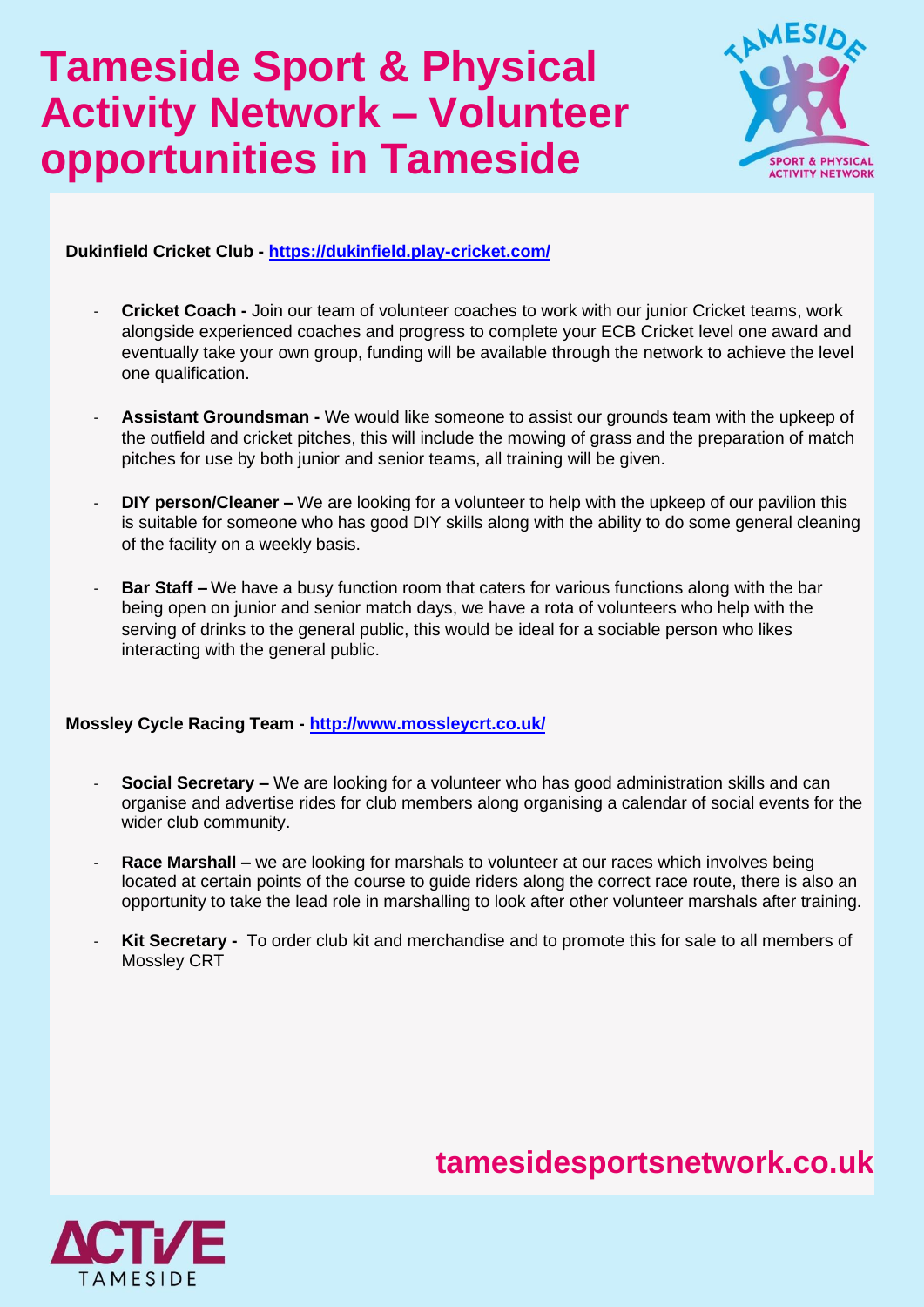# Tameside Sport & Physical Activity Network – Volunteer opportunities in Tameside

**Dukinfield Cricket Club - https://dukinfield.play-cricket.com/**

- **Cricket Coach -** Join our team of volunteer coaches to work with our junior Cricket teams, work alongside experienced coaches and progress to complete your ECB Cricket level one award and eventually take your own group, funding will be available through the network to achieve the level one qualification.
- **Assistant Groundsman -** We would like someone to assist our grounds team with the upkeep of the outfield and cricket pitches, this will include the mowing of grass and the preparation of match pitches for use by both junior and senior teams, all training will be given.
- **DIY person/Cleaner –** We are looking for a volunteer to help with the upkeep of our pavilion this is suitable for someone who has good DIY skills along with the ability to do some general cleaning of the facility on a weekly basis.
- **Bar Staff –** We have a busy function room that caters for various functions along with the bar being open on junior and senior match days, we have a rota of volunteers who help with the serving of drinks to the general public, this would be ideal for a sociable person who likes interacting with the general public.

**Mossley Cycle Racing Team - http://www.mossleycrt.co.uk/**

- **Social Secretary –** We are looking for a volunteer who has good administration skills and can organise and advertise rides for club members along organising a calendar of social events for the wider club community.
- **Race Marshall –** we are looking for marshals to volunteer at our races which involves being located at certain points of the course to guide riders along the correct race route, there is also an opportunity to take the lead role in marshalling to look after other volunteer marshals after training.
- **Kit Secretary -** To order club kit and merchandise and to promote this for sale to all members of Mossley CRT

**tamesidesportsnetwork.co.uk**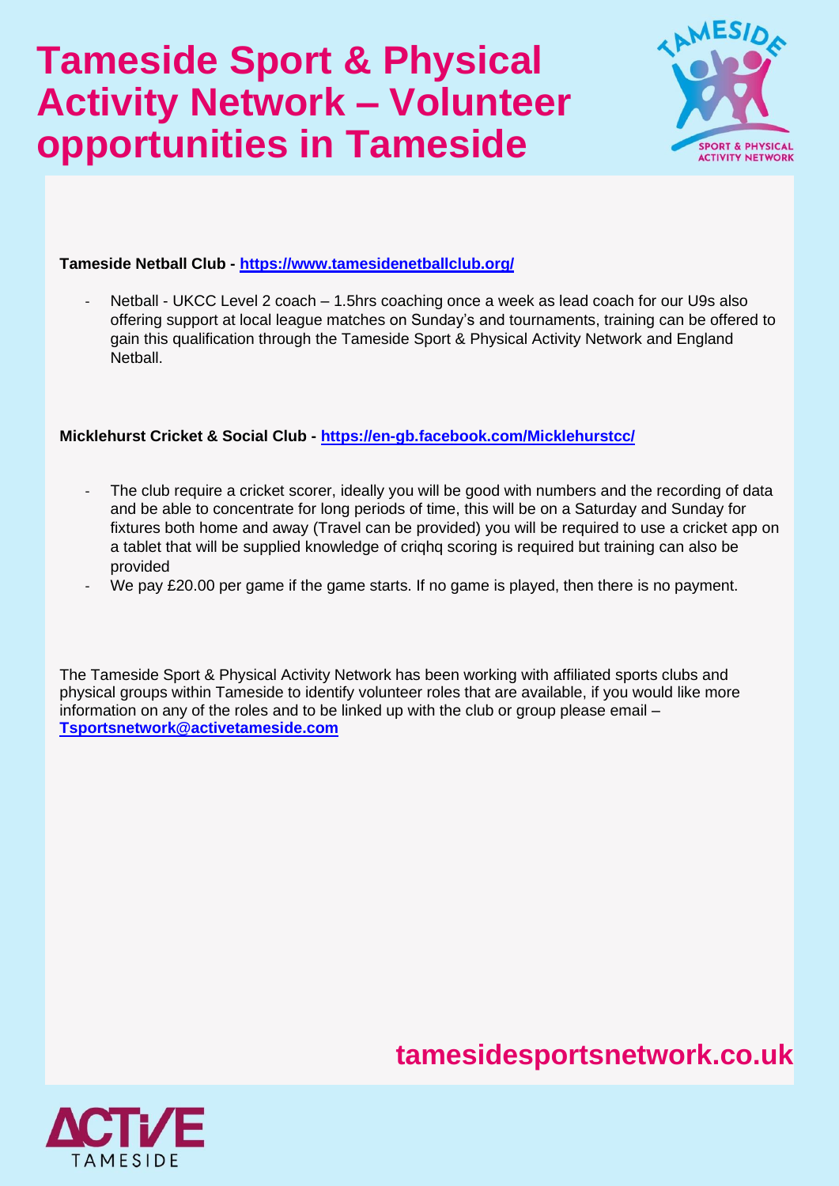# Tameside Sport & Physical Activity Network – Volunteer opportunities in Tameside

**Tameside Netball Club - https://www.tamesidenetballclub.org/**

- Netball - UKCC Level 2 coach – 1.5hrs coaching once a week as lead coach for our U9s also offering support at local league matches on Sunday's and tournaments, training can be offered to gain this qualification through the Tameside Sport & Physical Activity Network and England Netball.

**Micklehurst Cricket & Social Club - https://en-gb.facebook.com/Micklehurstcc/**

- The club require a cricket scorer, ideally you will be good with numbers and the recording of data and be able to concentrate for long periods of time, this will be on a Saturday and Sunday for fixtures both home and away (Travel can be provided) you will be required to use a cricket app on a tablet that will be supplied knowledge of criqhq scoring is required but training can also be provided
- We pay £20.00 per game if the game starts. If no game is played, then there is no payment.

The Tameside Sport & Physical Activity Network has been working with affiliated sports clubs and physical groups within Tameside to identify volunteer roles that are available, if you would like more information on any of the roles and to be linked up with the club or group please email – **Tsportsnetwork@activetameside.com**

**tamesidesportsnetwork.co.uk**